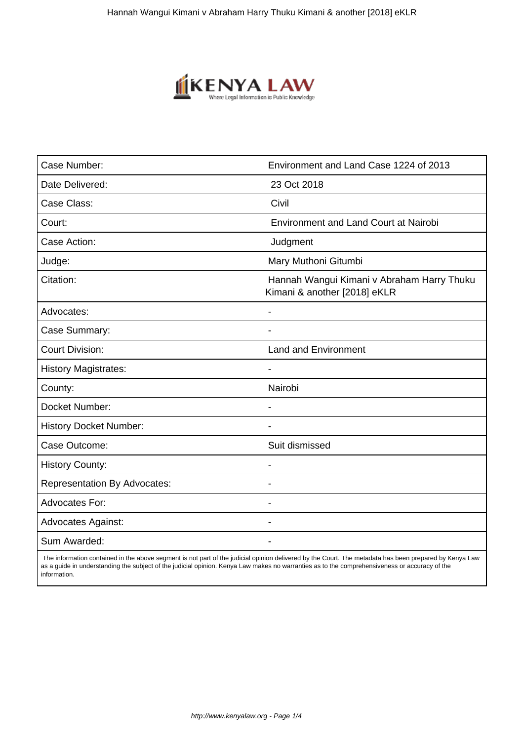| Case Number: | Environment and Land Case 1224 of 2013 |
|---|---|
| Date Delivered: | 23 Oct 2018 |
| Case Class: | Civil |
| Court: | Environment and Land Court at Nairobi |
| Case Action: | Judgment |
| Judge: | Mary Muthoni Gitumbi |
| Citation: | Hannah Wangui Kimani v Abraham Harry Thuku Kimani & another [2018] eKLR |
| Advocates: | - |
| Case Summary: | - |
| Court Division: | Land and Environment |
| History Magistrates: | - |
| County: | Nairobi |
| Docket Number: | - |
| History Docket Number: | - |
| Case Outcome: | Suit dismissed |
| History County: | - |
| Representation By Advocates: | - |
| Advocates For: | - |
| Advocates Against: | - |
| Sum Awarded: | - |

The information contained in the above segment is not part of the judicial opinion delivered by the Court. The metadata has been prepared by Kenya Law as a guide in understanding the subject of the judicial opinion. Kenya Law makes no warranties as to the comprehensiveness or accuracy of the information.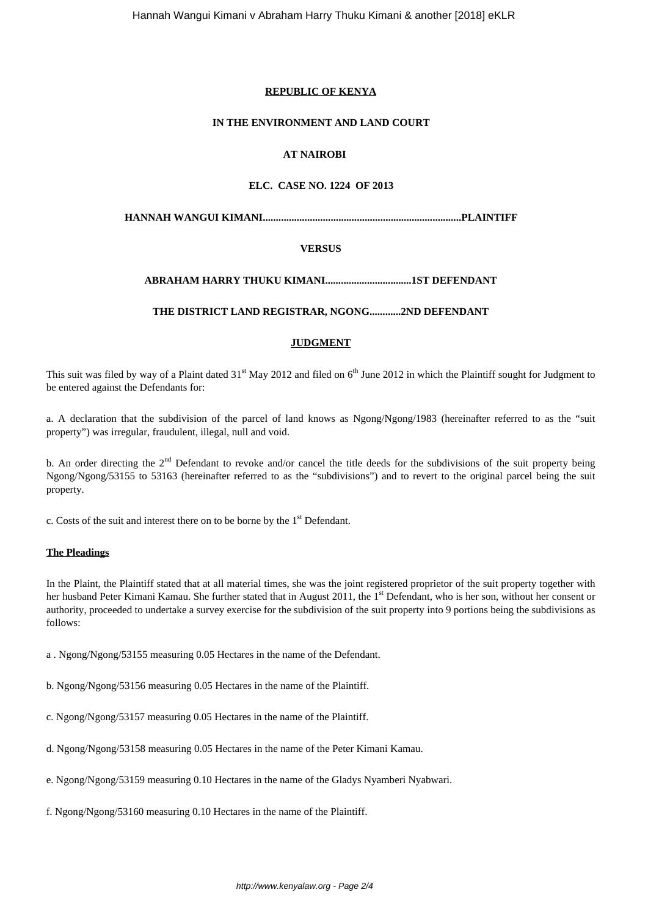**REPUBLIC OF KENYA**

**IN THE ENVIRONMENT AND LAND COURT**

**AT NAIROBI**

**ELC. CASE NO. 1224 OF 2013**

**HANNAH WANGUI KIMANI..........................................................................PLAINTIFF**

**VERSUS**

**ABRAHAM HARRY THUKU KIMANI.................................1ST DEFENDANT**

**THE DISTRICT LAND REGISTRAR, NGONG............2ND DEFENDANT**

**JUDGMENT**

This suit was filed by way of a Plaint dated 31st May 2012 and filed on 6th June 2012 in which the Plaintiff sought for Judgment to be entered against the Defendants for:

a. A declaration that the subdivision of the parcel of land knows as Ngong/Ngong/1983 (hereinafter referred to as the "suit property") was irregular, fraudulent, illegal, null and void.

b. An order directing the 2nd Defendant to revoke and/or cancel the title deeds for the subdivisions of the suit property being Ngong/Ngong/53155 to 53163 (hereinafter referred to as the "subdivisions") and to revert to the original parcel being the suit property.

c. Costs of the suit and interest there on to be borne by the 1st Defendant.

**The Pleadings**

In the Plaint, the Plaintiff stated that at all material times, she was the joint registered proprietor of the suit property together with her husband Peter Kimani Kamau. She further stated that in August 2011, the 1st Defendant, who is her son, without her consent or authority, proceeded to undertake a survey exercise for the subdivision of the suit property into 9 portions being the subdivisions as follows:

a . Ngong/Ngong/53155 measuring 0.05 Hectares in the name of the Defendant.

b. Ngong/Ngong/53156 measuring 0.05 Hectares in the name of the Plaintiff.

c. Ngong/Ngong/53157 measuring 0.05 Hectares in the name of the Plaintiff.

d. Ngong/Ngong/53158 measuring 0.05 Hectares in the name of the Peter Kimani Kamau.

e. Ngong/Ngong/53159 measuring 0.10 Hectares in the name of the Gladys Nyamberi Nyabwari.

f. Ngong/Ngong/53160 measuring 0.10 Hectares in the name of the Plaintiff.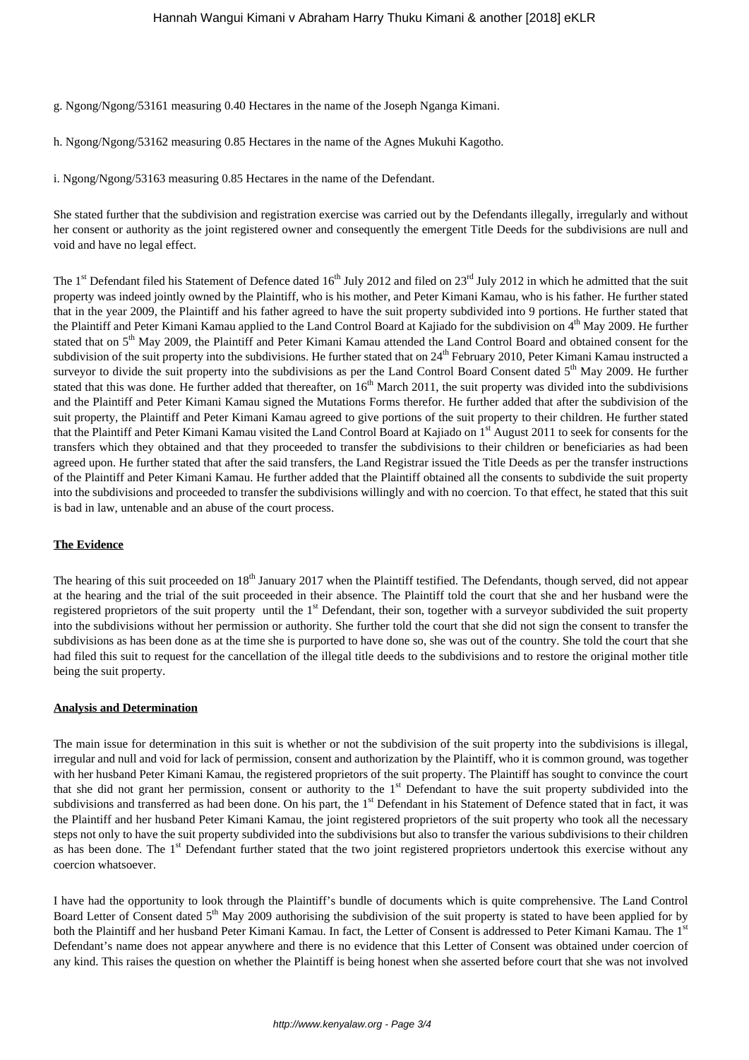g. Ngong/Ngong/53161 measuring 0.40 Hectares in the name of the Joseph Nganga Kimani.

h. Ngong/Ngong/53162 measuring 0.85 Hectares in the name of the Agnes Mukuhi Kagotho.

i. Ngong/Ngong/53163 measuring 0.85 Hectares in the name of the Defendant.

She stated further that the subdivision and registration exercise was carried out by the Defendants illegally, irregularly and without her consent or authority as the joint registered owner and consequently the emergent Title Deeds for the subdivisions are null and void and have no legal effect.

The 1st Defendant filed his Statement of Defence dated 16th July 2012 and filed on 23rd July 2012 in which he admitted that the suit property was indeed jointly owned by the Plaintiff, who is his mother, and Peter Kimani Kamau, who is his father. He further stated that in the year 2009, the Plaintiff and his father agreed to have the suit property subdivided into 9 portions. He further stated that the Plaintiff and Peter Kimani Kamau applied to the Land Control Board at Kajiado for the subdivision on 4th May 2009. He further stated that on 5th May 2009, the Plaintiff and Peter Kimani Kamau attended the Land Control Board and obtained consent for the subdivision of the suit property into the subdivisions. He further stated that on 24th February 2010, Peter Kimani Kamau instructed a surveyor to divide the suit property into the subdivisions as per the Land Control Board Consent dated 5th May 2009. He further stated that this was done. He further added that thereafter, on 16th March 2011, the suit property was divided into the subdivisions and the Plaintiff and Peter Kimani Kamau signed the Mutations Forms therefor. He further added that after the subdivision of the suit property, the Plaintiff and Peter Kimani Kamau agreed to give portions of the suit property to their children. He further stated that the Plaintiff and Peter Kimani Kamau visited the Land Control Board at Kajiado on 1st August 2011 to seek for consents for the transfers which they obtained and that they proceeded to transfer the subdivisions to their children or beneficiaries as had been agreed upon. He further stated that after the said transfers, the Land Registrar issued the Title Deeds as per the transfer instructions of the Plaintiff and Peter Kimani Kamau. He further added that the Plaintiff obtained all the consents to subdivide the suit property into the subdivisions and proceeded to transfer the subdivisions willingly and with no coercion. To that effect, he stated that this suit is bad in law, untenable and an abuse of the court process.

**The Evidence**

The hearing of this suit proceeded on 18th January 2017 when the Plaintiff testified. The Defendants, though served, did not appear at the hearing and the trial of the suit proceeded in their absence. The Plaintiff told the court that she and her husband were the registered proprietors of the suit property until the 1st Defendant, their son, together with a surveyor subdivided the suit property into the subdivisions without her permission or authority. She further told the court that she did not sign the consent to transfer the subdivisions as has been done as at the time she is purported to have done so, she was out of the country. She told the court that she had filed this suit to request for the cancellation of the illegal title deeds to the subdivisions and to restore the original mother title being the suit property.

**Analysis and Determination**

The main issue for determination in this suit is whether or not the subdivision of the suit property into the subdivisions is illegal, irregular and null and void for lack of permission, consent and authorization by the Plaintiff, who it is common ground, was together with her husband Peter Kimani Kamau, the registered proprietors of the suit property. The Plaintiff has sought to convince the court that she did not grant her permission, consent or authority to the 1st Defendant to have the suit property subdivided into the subdivisions and transferred as had been done. On his part, the 1st Defendant in his Statement of Defence stated that in fact, it was the Plaintiff and her husband Peter Kimani Kamau, the joint registered proprietors of the suit property who took all the necessary steps not only to have the suit property subdivided into the subdivisions but also to transfer the various subdivisions to their children as has been done. The 1st Defendant further stated that the two joint registered proprietors undertook this exercise without any coercion whatsoever.

I have had the opportunity to look through the Plaintiff's bundle of documents which is quite comprehensive. The Land Control Board Letter of Consent dated 5th May 2009 authorising the subdivision of the suit property is stated to have been applied for by both the Plaintiff and her husband Peter Kimani Kamau. In fact, the Letter of Consent is addressed to Peter Kimani Kamau. The 1st Defendant's name does not appear anywhere and there is no evidence that this Letter of Consent was obtained under coercion of any kind. This raises the question on whether the Plaintiff is being honest when she asserted before court that she was not involved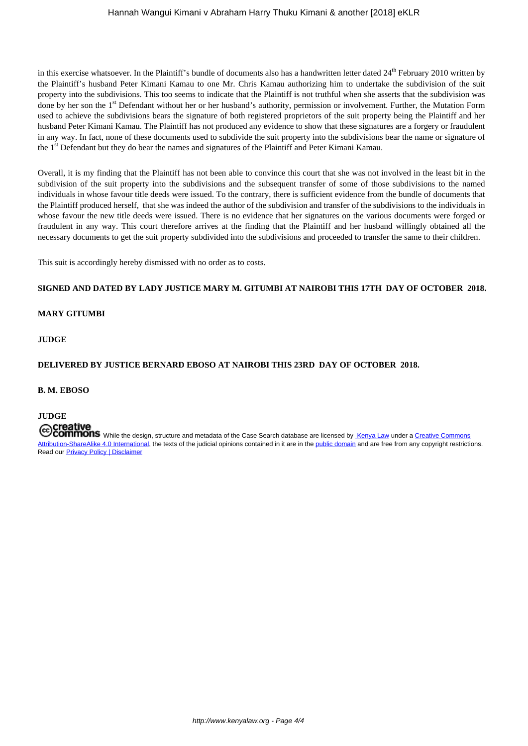in this exercise whatsoever. In the Plaintiff's bundle of documents also has a handwritten letter dated 24[th] February 2010 written by the Plaintiff's husband Peter Kimani Kamau to one Mr. Chris Kamau authorizing him to undertake the subdivision of the suit property into the subdivisions. This too seems to indicate that the Plaintiff is not truthful when she asserts that the subdivision was done by her son the 1[st] Defendant without her or her husband's authority, permission or involvement. Further, the Mutation Form used to achieve the subdivisions bears the signature of both registered proprietors of the suit property being the Plaintiff and her husband Peter Kimani Kamau. The Plaintiff has not produced any evidence to show that these signatures are a forgery or fraudulent in any way. In fact, none of these documents used to subdivide the suit property into the subdivisions bear the name or signature of the 1[st] Defendant but they do bear the names and signatures of the Plaintiff and Peter Kimani Kamau.

Overall, it is my finding that the Plaintiff has not been able to convince this court that she was not involved in the least bit in the subdivision of the suit property into the subdivisions and the subsequent transfer of some of those subdivisions to the named individuals in whose favour title deeds were issued. To the contrary, there is sufficient evidence from the bundle of documents that the Plaintiff produced herself, that she was indeed the author of the subdivision and transfer of the subdivisions to the individuals in whose favour the new title deeds were issued. There is no evidence that her signatures on the various documents were forged or fraudulent in any way. This court therefore arrives at the finding that the Plaintiff and her husband willingly obtained all the necessary documents to get the suit property subdivided into the subdivisions and proceeded to transfer the same to their children.

This suit is accordingly hereby dismissed with no order as to costs.

**SIGNED AND DATED BY LADY JUSTICE MARY M. GITUMBI AT NAIROBI THIS 17TH DAY OF OCTOBER 2018.**

**MARY GITUMBI**

**JUDGE**

**DELIVERED BY JUSTICE BERNARD EBOSO AT NAIROBI THIS 23RD DAY OF OCTOBER 2018.**

**B. M. EBOSO**

**JUDGE**

While the design, structure and metadata of the Case Search database are licensed by Kenya Law under a Creative Commons Attribution-ShareAlike 4.0 International, the texts of the judicial opinions contained in it are in the public domain and are free from any copyright restrictions. Read our Privacy Policy | Disclaimer